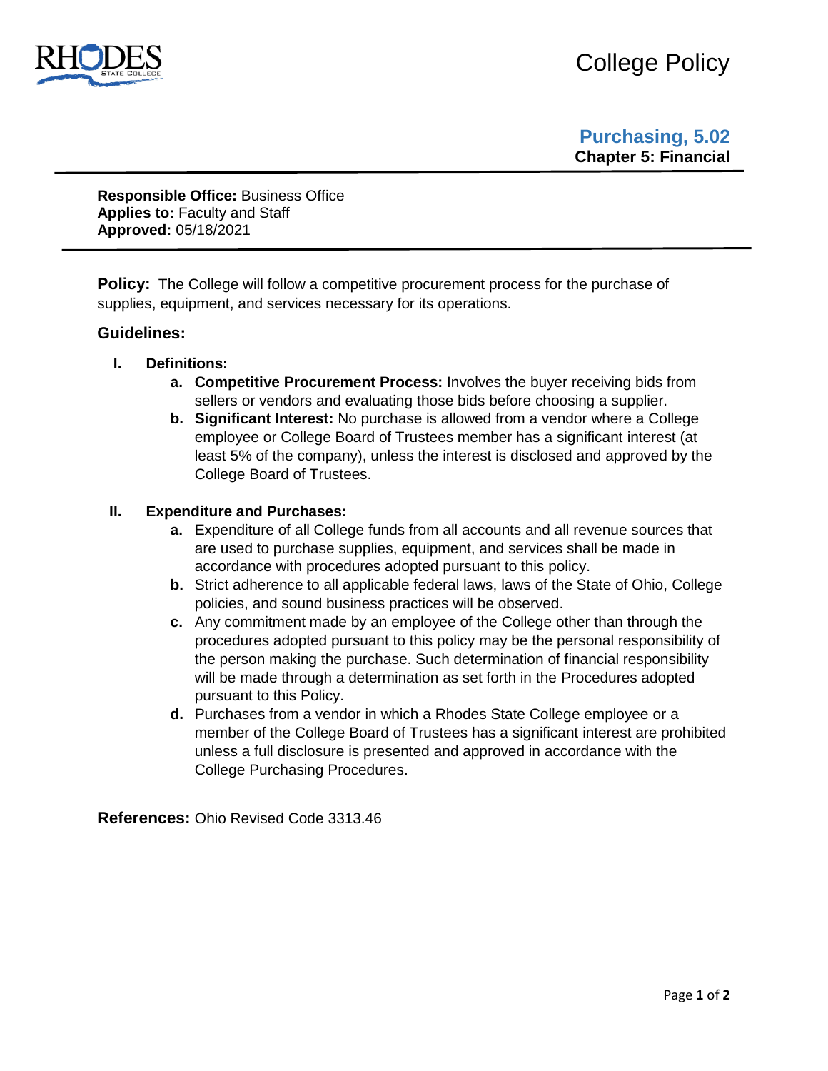# College Policy

## Purchasing, 5.02

**Chapter 5: Financial**

**Responsible Office:** Business Office
**Applies to:** Faculty and Staff
**Approved:** 05/18/2021

**Policy:** The College will follow a competitive procurement process for the purchase of supplies, equipment, and services necessary for its operations.

### Guidelines:

**I. Definitions:**

a. **Competitive Procurement Process:** Involves the buyer receiving bids from sellers or vendors and evaluating those bids before choosing a supplier.
b. **Significant Interest:** No purchase is allowed from a vendor where a College employee or College Board of Trustees member has a significant interest (at least 5% of the company), unless the interest is disclosed and approved by the College Board of Trustees.

**II. Expenditure and Purchases:**

a. Expenditure of all College funds from all accounts and all revenue sources that are used to purchase supplies, equipment, and services shall be made in accordance with procedures adopted pursuant to this policy.
b. Strict adherence to all applicable federal laws, laws of the State of Ohio, College policies, and sound business practices will be observed.
c. Any commitment made by an employee of the College other than through the procedures adopted pursuant to this policy may be the personal responsibility of the person making the purchase. Such determination of financial responsibility will be made through a determination as set forth in the Procedures adopted pursuant to this Policy.
d. Purchases from a vendor in which a Rhodes State College employee or a member of the College Board of Trustees has a significant interest are prohibited unless a full disclosure is presented and approved in accordance with the College Purchasing Procedures.

**References:** Ohio Revised Code 3313.46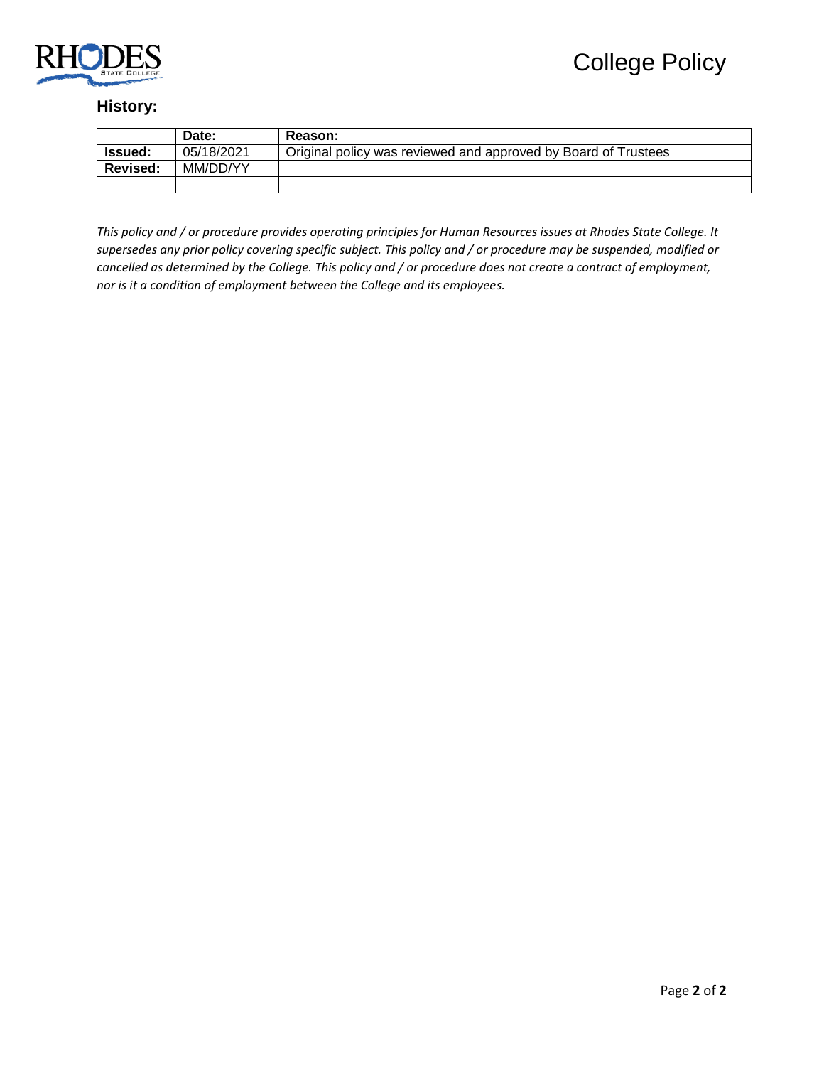## History:

| | Date: | Reason: |
|---|---|---|
| **Issued:** | 05/18/2021 | Original policy was reviewed and approved by Board of Trustees |
| **Revised:** | MM/DD/YY | |
| | | |

*This policy and / or procedure provides operating principles for Human Resources issues at Rhodes State College. It supersedes any prior policy covering specific subject. This policy and / or procedure may be suspended, modified or cancelled as determined by the College. This policy and / or procedure does not create a contract of employment, nor is it a condition of employment between the College and its employees.*